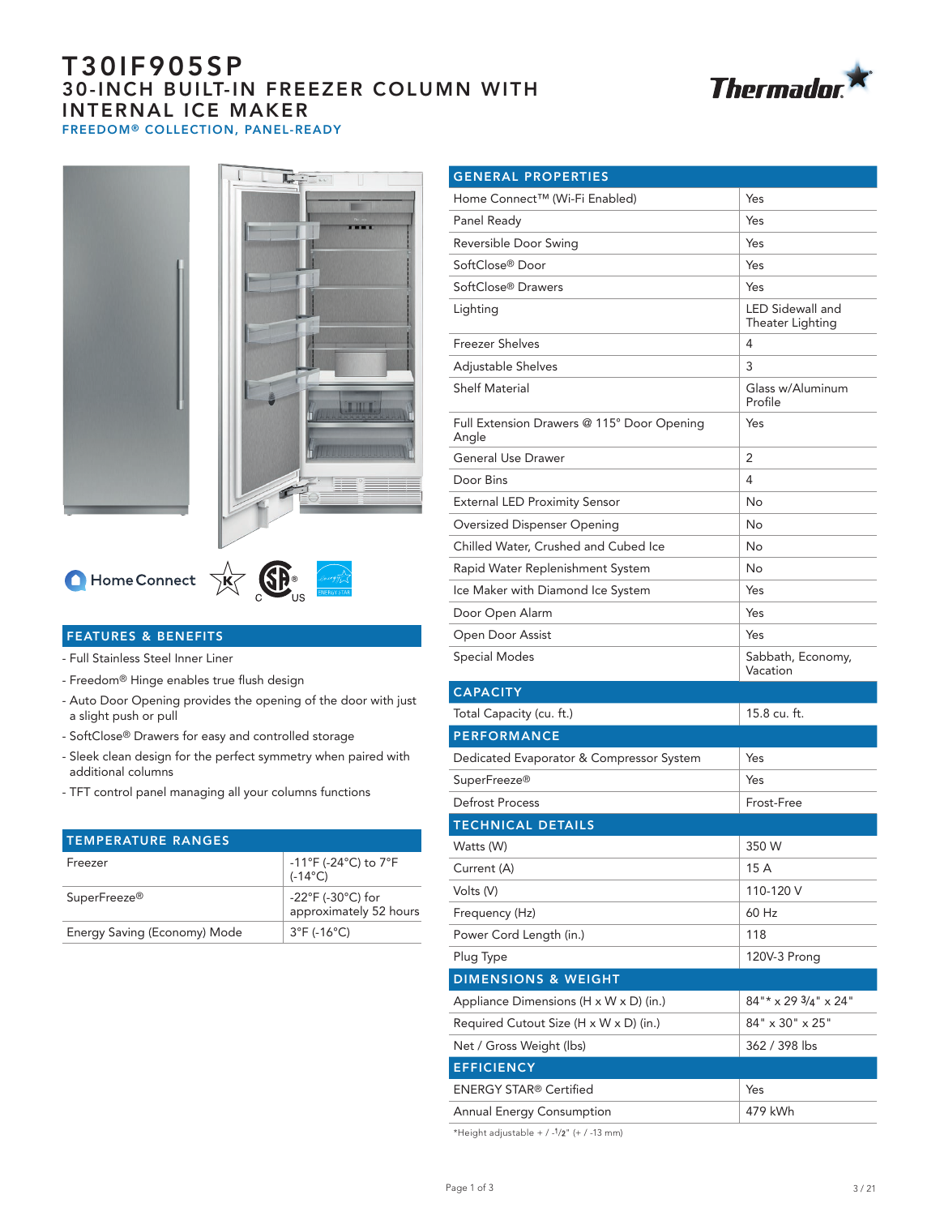# T30IF905SP

## 30-INCH BUILT-IN FREEZER COLUMN WITH INTERNAL ICE MAKER

### FREEDOM® COLLECTION, PANEL-READY

Home Connect

## FEATURES & BENEFITS

- Full Stainless Steel Inner Liner
- Freedom® Hinge enables true flush design
- Auto Door Opening provides the opening of the door with just a slight push or pull
- SoftClose® Drawers for easy and controlled storage
- Sleek clean design for the perfect symmetry when paired with additional columns
- TFT control panel managing all your columns functions

| TEMPERATURE RANGES | |
|---|---|
| Freezer | -11°F (-24°C) to 7°F (-14°C) |
| SuperFreeze® | -22°F (-30°C) for approximately 52 hours |
| Energy Saving (Economy) Mode | 3°F (-16°C) |

| GENERAL PROPERTIES | |
|---|---|
| Home Connect™ (Wi-Fi Enabled) | Yes |
| Panel Ready | Yes |
| Reversible Door Swing | Yes |
| SoftClose® Door | Yes |
| SoftClose® Drawers | Yes |
| Lighting | LED Sidewall and Theater Lighting |
| Freezer Shelves | 4 |
| Adjustable Shelves | 3 |
| Shelf Material | Glass w/Aluminum Profile |
| Full Extension Drawers @ 115° Door Opening Angle | Yes |
| General Use Drawer | 2 |
| Door Bins | 4 |
| External LED Proximity Sensor | No |
| Oversized Dispenser Opening | No |
| Chilled Water, Crushed and Cubed Ice | No |
| Rapid Water Replenishment System | No |
| Ice Maker with Diamond Ice System | Yes |
| Door Open Alarm | Yes |
| Open Door Assist | Yes |
| Special Modes | Sabbath, Economy, Vacation |
| **CAPACITY** | |
| Total Capacity (cu. ft.) | 15.8 cu. ft. |
| **PERFORMANCE** | |
| Dedicated Evaporator & Compressor System | Yes |
| SuperFreeze® | Yes |
| Defrost Process | Frost-Free |
| **TECHNICAL DETAILS** | |
| Watts (W) | 350 W |
| Current (A) | 15 A |
| Volts (V) | 110-120 V |
| Frequency (Hz) | 60 Hz |
| Power Cord Length (in.) | 118 |
| Plug Type | 120V-3 Prong |
| **DIMENSIONS & WEIGHT** | |
| Appliance Dimensions (H x W x D) (in.) | 84"* x 29 3/4" x 24" |
| Required Cutout Size (H x W x D) (in.) | 84" x 30" x 25" |
| Net / Gross Weight (lbs) | 362 / 398 lbs |
| **EFFICIENCY** | |
| ENERGY STAR® Certified | Yes |
| Annual Energy Consumption | 479 kWh |

*Height adjustable + / -1/2" (+ / -13 mm)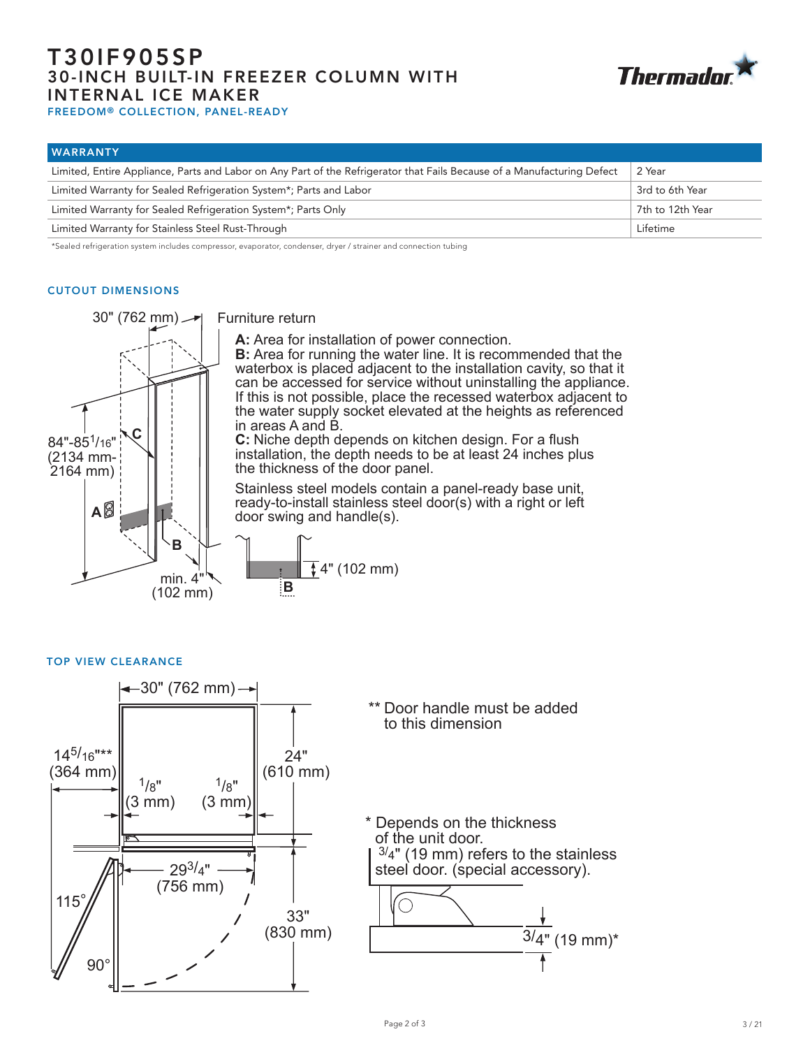# T30IF905SP

## 30-INCH BUILT-IN FREEZER COLUMN WITH INTERNAL ICE MAKER

FREEDOM® COLLECTION, PANEL-READY

| WARRANTY | |
|---|---|
| Limited, Entire Appliance, Parts and Labor on Any Part of the Refrigerator that Fails Because of a Manufacturing Defect | 2 Year |
| Limited Warranty for Sealed Refrigeration System*; Parts and Labor | 3rd to 6th Year |
| Limited Warranty for Sealed Refrigeration System*; Parts Only | 7th to 12th Year |
| Limited Warranty for Stainless Steel Rust-Through | Lifetime |

*Sealed refrigeration system includes compressor, evaporator, condenser, dryer / strainer and connection tubing

### CUTOUT DIMENSIONS

30" (762 mm)

Furniture return

84"-85 1/16" (2134 mm-2164 mm)

min. 4" (102 mm)

**A:** Area for installation of power connection.

**B:** Area for running the water line. It is recommended that the waterbox is placed adjacent to the installation cavity, so that it can be accessed for service without uninstalling the appliance. If this is not possible, place the recessed waterbox adjacent to the water supply socket elevated at the heights as referenced in areas A and B.

**C:** Niche depth depends on kitchen design. For a flush installation, the depth needs to be at least 24 inches plus the thickness of the door panel.

Stainless steel models contain a panel-ready base unit, ready-to-install stainless steel door(s) with a right or left door swing and handle(s).

4" (102 mm)

### TOP VIEW CLEARANCE

30" (762 mm)

14 5/16"** (364 mm)

1/8" (3 mm)

1/8" (3 mm)

24" (610 mm)

29 3/4" (756 mm)

33" (830 mm)

115°

90°

** Door handle must be added to this dimension

* Depends on the thickness of the unit door. 3/4" (19 mm) refers to the stainless steel door. (special accessory).

3/4" (19 mm)*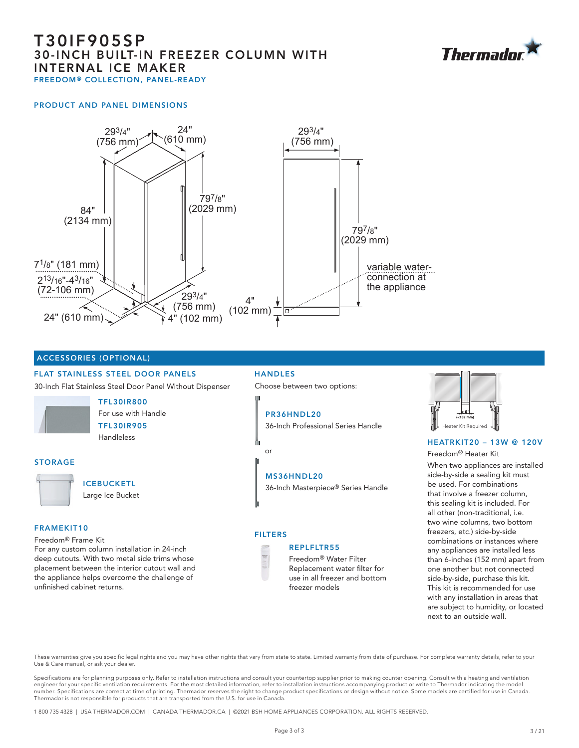# T30IF905SP

## 30-INCH BUILT-IN FREEZER COLUMN WITH INTERNAL ICE MAKER

FREEDOM® COLLECTION, PANEL-READY

### PRODUCT AND PANEL DIMENSIONS

29 3/4" (756 mm)
24" (610 mm)
84" (2134 mm)
79 7/8" (2029 mm)
7 1/8" (181 mm)
2 13/16"-4 3/16" (72-106 mm)
24" (610 mm)
29 3/4" (756 mm)
4" (102 mm)

29 3/4" (756 mm)
79 7/8" (2029 mm)
variable water-connection at the appliance
4" (102 mm)

## ACCESSORIES (OPTIONAL)

### FLAT STAINLESS STEEL DOOR PANELS

30-Inch Flat Stainless Steel Door Panel Without Dispenser

**TFL30IR800**
For use with Handle

**TFL30IR905**
Handleless

### STORAGE

**ICEBUCKETL**
Large Ice Bucket

### FRAMEKIT10

Freedom® Frame Kit
For any custom column installation in 24-inch deep cutouts. With two metal side trims whose placement between the interior cutout wall and the appliance helps overcome the challenge of unfinished cabinet returns.

### HANDLES

Choose between two options:

**PR36HNDL20**
36-Inch Professional Series Handle

or

**MS36HNDL20**
36-Inch Masterpiece® Series Handle

### FILTERS

**REPLFLTR55**
Freedom® Water Filter
Replacement water filter for use in all freezer and bottom freezer models

< 6" (<152 mm)
Heater Kit Required

### HEATRKIT20 – 13W @ 120V

Freedom® Heater Kit
When two appliances are installed side-by-side a sealing kit must be used. For combinations that involve a freezer column, this sealing kit is included. For all other (non-traditional, i.e. two wine columns, two bottom freezers, etc.) side-by-side combinations or instances where any appliances are installed less than 6-inches (152 mm) apart from one another but not connected side-by-side, purchase this kit. This kit is recommended for use with any installation in areas that are subject to humidity, or located next to an outside wall.

These warranties give you specific legal rights and you may have other rights that vary from state to state. Limited warranty from date of purchase. For complete warranty details, refer to your Use & Care manual, or ask your dealer.

Specifications are for planning purposes only. Refer to installation instructions and consult your countertop supplier prior to making counter opening. Consult with a heating and ventilation engineer for your specific ventilation requirements. For the most detailed information, refer to installation instructions accompanying product or write to Thermador indicating the model number. Specifications are correct at time of printing. Thermador reserves the right to change product specifications or design without notice. Some models are certified for use in Canada. Thermador is not responsible for products that are transported from the U.S. for use in Canada.

1 800 735 4328 | USA THERMADOR.COM | CANADA THERMADOR.CA | ©2021 BSH HOME APPLIANCES CORPORATION. ALL RIGHTS RESERVED.